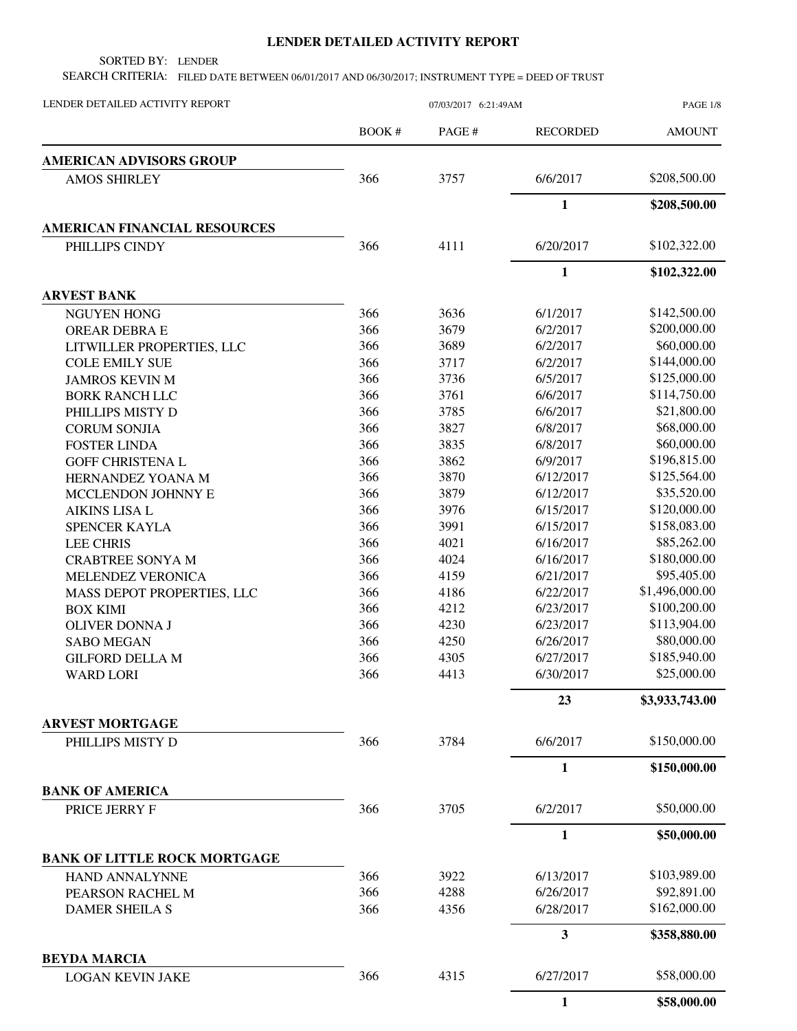# LENDER DETAILED ACTIVITY REPORT

SORTED BY: LENDER

SEARCH CRITERIA: FILED DATE BETWEEN 06/01/2017 AND 06/30/2017; INSTRUMENT TYPE = DEED OF TRUST

LENDER DETAILED ACTIVITY REPORT 07/03/2017 6:21:49AM

| | BOOK # | PAGE # | RECORDED | AMOUNT |
|---|---|---|---|---|
| **AMERICAN ADVISORS GROUP** | | | | |
| AMOS SHIRLEY | 366 | 3757 | 6/6/2017 | $208,500.00 |
| | | | **1** | **$208,500.00** |
| **AMERICAN FINANCIAL RESOURCES** | | | | |
| PHILLIPS CINDY | 366 | 4111 | 6/20/2017 | $102,322.00 |
| | | | **1** | **$102,322.00** |
| **ARVEST BANK** | | | | |
| NGUYEN HONG | 366 | 3636 | 6/1/2017 | $142,500.00 |
| OREAR DEBRA E | 366 | 3679 | 6/2/2017 | $200,000.00 |
| LITWILLER PROPERTIES, LLC | 366 | 3689 | 6/2/2017 | $60,000.00 |
| COLE EMILY SUE | 366 | 3717 | 6/2/2017 | $144,000.00 |
| JAMROS KEVIN M | 366 | 3736 | 6/5/2017 | $125,000.00 |
| BORK RANCH LLC | 366 | 3761 | 6/6/2017 | $114,750.00 |
| PHILLIPS MISTY D | 366 | 3785 | 6/6/2017 | $21,800.00 |
| CORUM SONJIA | 366 | 3827 | 6/8/2017 | $68,000.00 |
| FOSTER LINDA | 366 | 3835 | 6/8/2017 | $60,000.00 |
| GOFF CHRISTENA L | 366 | 3862 | 6/9/2017 | $196,815.00 |
| HERNANDEZ YOANA M | 366 | 3870 | 6/12/2017 | $125,564.00 |
| MCCLENDON JOHNNY E | 366 | 3879 | 6/12/2017 | $35,520.00 |
| AIKINS LISA L | 366 | 3976 | 6/15/2017 | $120,000.00 |
| SPENCER KAYLA | 366 | 3991 | 6/15/2017 | $158,083.00 |
| LEE CHRIS | 366 | 4021 | 6/16/2017 | $85,262.00 |
| CRABTREE SONYA M | 366 | 4024 | 6/16/2017 | $180,000.00 |
| MELENDEZ VERONICA | 366 | 4159 | 6/21/2017 | $95,405.00 |
| MASS DEPOT PROPERTIES, LLC | 366 | 4186 | 6/22/2017 | $1,496,000.00 |
| BOX KIMI | 366 | 4212 | 6/23/2017 | $100,200.00 |
| OLIVER DONNA J | 366 | 4230 | 6/23/2017 | $113,904.00 |
| SABO MEGAN | 366 | 4250 | 6/26/2017 | $80,000.00 |
| GILFORD DELLA M | 366 | 4305 | 6/27/2017 | $185,940.00 |
| WARD LORI | 366 | 4413 | 6/30/2017 | $25,000.00 |
| | | | **23** | **$3,933,743.00** |
| **ARVEST MORTGAGE** | | | | |
| PHILLIPS MISTY D | 366 | 3784 | 6/6/2017 | $150,000.00 |
| | | | **1** | **$150,000.00** |
| **BANK OF AMERICA** | | | | |
| PRICE JERRY F | 366 | 3705 | 6/2/2017 | $50,000.00 |
| | | | **1** | **$50,000.00** |
| **BANK OF LITTLE ROCK MORTGAGE** | | | | |
| HAND ANNALYNNE | 366 | 3922 | 6/13/2017 | $103,989.00 |
| PEARSON RACHEL M | 366 | 4288 | 6/26/2017 | $92,891.00 |
| DAMER SHEILA S | 366 | 4356 | 6/28/2017 | $162,000.00 |
| | | | **3** | **$358,880.00** |
| **BEYDA MARCIA** | | | | |
| LOGAN KEVIN JAKE | 366 | 4315 | 6/27/2017 | $58,000.00 |
| | | | **1** | **$58,000.00** |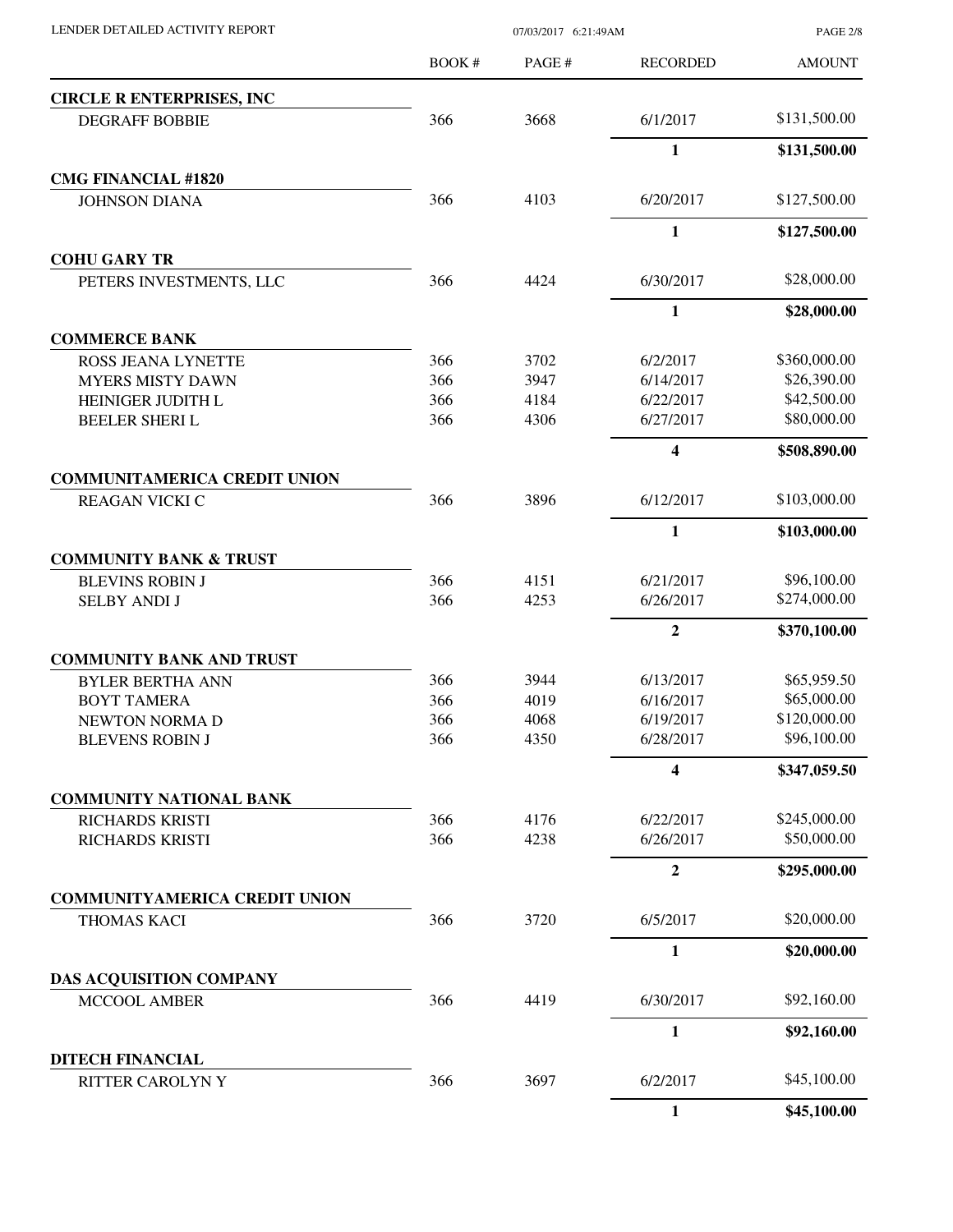| | BOOK # | PAGE # | RECORDED | AMOUNT |
|---|---|---|---|---|
| **CIRCLE R ENTERPRISES, INC** | | | | |
| DEGRAFF BOBBIE | 366 | 3668 | 6/1/2017 | $131,500.00 |
| | | | **1** | **$131,500.00** |
| **CMG FINANCIAL #1820** | | | | |
| JOHNSON DIANA | 366 | 4103 | 6/20/2017 | $127,500.00 |
| | | | **1** | **$127,500.00** |
| **COHU GARY TR** | | | | |
| PETERS INVESTMENTS, LLC | 366 | 4424 | 6/30/2017 | $28,000.00 |
| | | | **1** | **$28,000.00** |
| **COMMERCE BANK** | | | | |
| ROSS JEANA LYNETTE | 366 | 3702 | 6/2/2017 | $360,000.00 |
| MYERS MISTY DAWN | 366 | 3947 | 6/14/2017 | $26,390.00 |
| HEINIGER JUDITH L | 366 | 4184 | 6/22/2017 | $42,500.00 |
| BEELER SHERI L | 366 | 4306 | 6/27/2017 | $80,000.00 |
| | | | **4** | **$508,890.00** |
| **COMMUNITAMERICA CREDIT UNION** | | | | |
| REAGAN VICKI C | 366 | 3896 | 6/12/2017 | $103,000.00 |
| | | | **1** | **$103,000.00** |
| **COMMUNITY BANK & TRUST** | | | | |
| BLEVINS ROBIN J | 366 | 4151 | 6/21/2017 | $96,100.00 |
| SELBY ANDI J | 366 | 4253 | 6/26/2017 | $274,000.00 |
| | | | **2** | **$370,100.00** |
| **COMMUNITY BANK AND TRUST** | | | | |
| BYLER BERTHA ANN | 366 | 3944 | 6/13/2017 | $65,959.50 |
| BOYT TAMERA | 366 | 4019 | 6/16/2017 | $65,000.00 |
| NEWTON NORMA D | 366 | 4068 | 6/19/2017 | $120,000.00 |
| BLEVENS ROBIN J | 366 | 4350 | 6/28/2017 | $96,100.00 |
| | | | **4** | **$347,059.50** |
| **COMMUNITY NATIONAL BANK** | | | | |
| RICHARDS KRISTI | 366 | 4176 | 6/22/2017 | $245,000.00 |
| RICHARDS KRISTI | 366 | 4238 | 6/26/2017 | $50,000.00 |
| | | | **2** | **$295,000.00** |
| **COMMUNITYAMERICA CREDIT UNION** | | | | |
| THOMAS KACI | 366 | 3720 | 6/5/2017 | $20,000.00 |
| | | | **1** | **$20,000.00** |
| **DAS ACQUISITION COMPANY** | | | | |
| MCCOOL AMBER | 366 | 4419 | 6/30/2017 | $92,160.00 |
| | | | **1** | **$92,160.00** |
| **DITECH FINANCIAL** | | | | |
| RITTER CAROLYN Y | 366 | 3697 | 6/2/2017 | $45,100.00 |
| | | | **1** | **$45,100.00** |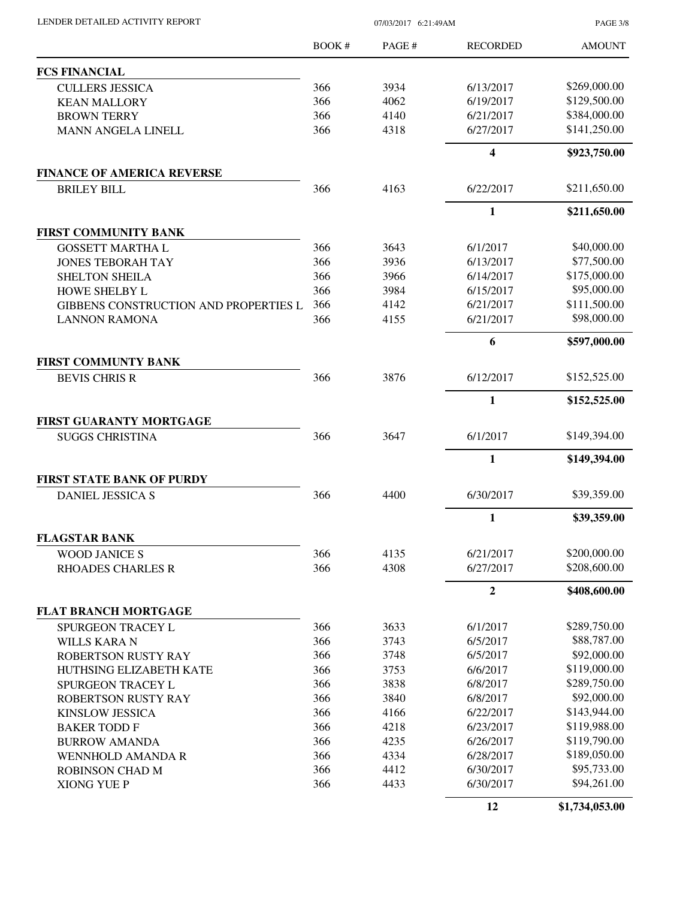| | BOOK # | PAGE # | RECORDED | AMOUNT |
|---|---|---|---|---|
| **FCS FINANCIAL** | | | | |
| CULLERS JESSICA | 366 | 3934 | 6/13/2017 | $269,000.00 |
| KEAN MALLORY | 366 | 4062 | 6/19/2017 | $129,500.00 |
| BROWN TERRY | 366 | 4140 | 6/21/2017 | $384,000.00 |
| MANN ANGELA LINELL | 366 | 4318 | 6/27/2017 | $141,250.00 |
| | | | **4** | **$923,750.00** |
| **FINANCE OF AMERICA REVERSE** | | | | |
| BRILEY BILL | 366 | 4163 | 6/22/2017 | $211,650.00 |
| | | | **1** | **$211,650.00** |
| **FIRST COMMUNITY BANK** | | | | |
| GOSSETT MARTHA L | 366 | 3643 | 6/1/2017 | $40,000.00 |
| JONES TEBORAH TAY | 366 | 3936 | 6/13/2017 | $77,500.00 |
| SHELTON SHEILA | 366 | 3966 | 6/14/2017 | $175,000.00 |
| HOWE SHELBY L | 366 | 3984 | 6/15/2017 | $95,000.00 |
| GIBBENS CONSTRUCTION AND PROPERTIES L | 366 | 4142 | 6/21/2017 | $111,500.00 |
| LANNON RAMONA | 366 | 4155 | 6/21/2017 | $98,000.00 |
| | | | **6** | **$597,000.00** |
| **FIRST COMMUNTY BANK** | | | | |
| BEVIS CHRIS R | 366 | 3876 | 6/12/2017 | $152,525.00 |
| | | | **1** | **$152,525.00** |
| **FIRST GUARANTY MORTGAGE** | | | | |
| SUGGS CHRISTINA | 366 | 3647 | 6/1/2017 | $149,394.00 |
| | | | **1** | **$149,394.00** |
| **FIRST STATE BANK OF PURDY** | | | | |
| DANIEL JESSICA S | 366 | 4400 | 6/30/2017 | $39,359.00 |
| | | | **1** | **$39,359.00** |
| **FLAGSTAR BANK** | | | | |
| WOOD JANICE S | 366 | 4135 | 6/21/2017 | $200,000.00 |
| RHOADES CHARLES R | 366 | 4308 | 6/27/2017 | $208,600.00 |
| | | | **2** | **$408,600.00** |
| **FLAT BRANCH MORTGAGE** | | | | |
| SPURGEON TRACEY L | 366 | 3633 | 6/1/2017 | $289,750.00 |
| WILLS KARA N | 366 | 3743 | 6/5/2017 | $88,787.00 |
| ROBERTSON RUSTY RAY | 366 | 3748 | 6/5/2017 | $92,000.00 |
| HUTHSING ELIZABETH KATE | 366 | 3753 | 6/6/2017 | $119,000.00 |
| SPURGEON TRACEY L | 366 | 3838 | 6/8/2017 | $289,750.00 |
| ROBERTSON RUSTY RAY | 366 | 3840 | 6/8/2017 | $92,000.00 |
| KINSLOW JESSICA | 366 | 4166 | 6/22/2017 | $143,944.00 |
| BAKER TODD F | 366 | 4218 | 6/23/2017 | $119,988.00 |
| BURROW AMANDA | 366 | 4235 | 6/26/2017 | $119,790.00 |
| WENNHOLD AMANDA R | 366 | 4334 | 6/28/2017 | $189,050.00 |
| ROBINSON CHAD M | 366 | 4412 | 6/30/2017 | $95,733.00 |
| XIONG YUE P | 366 | 4433 | 6/30/2017 | $94,261.00 |
| | | | **12** | **$1,734,053.00** |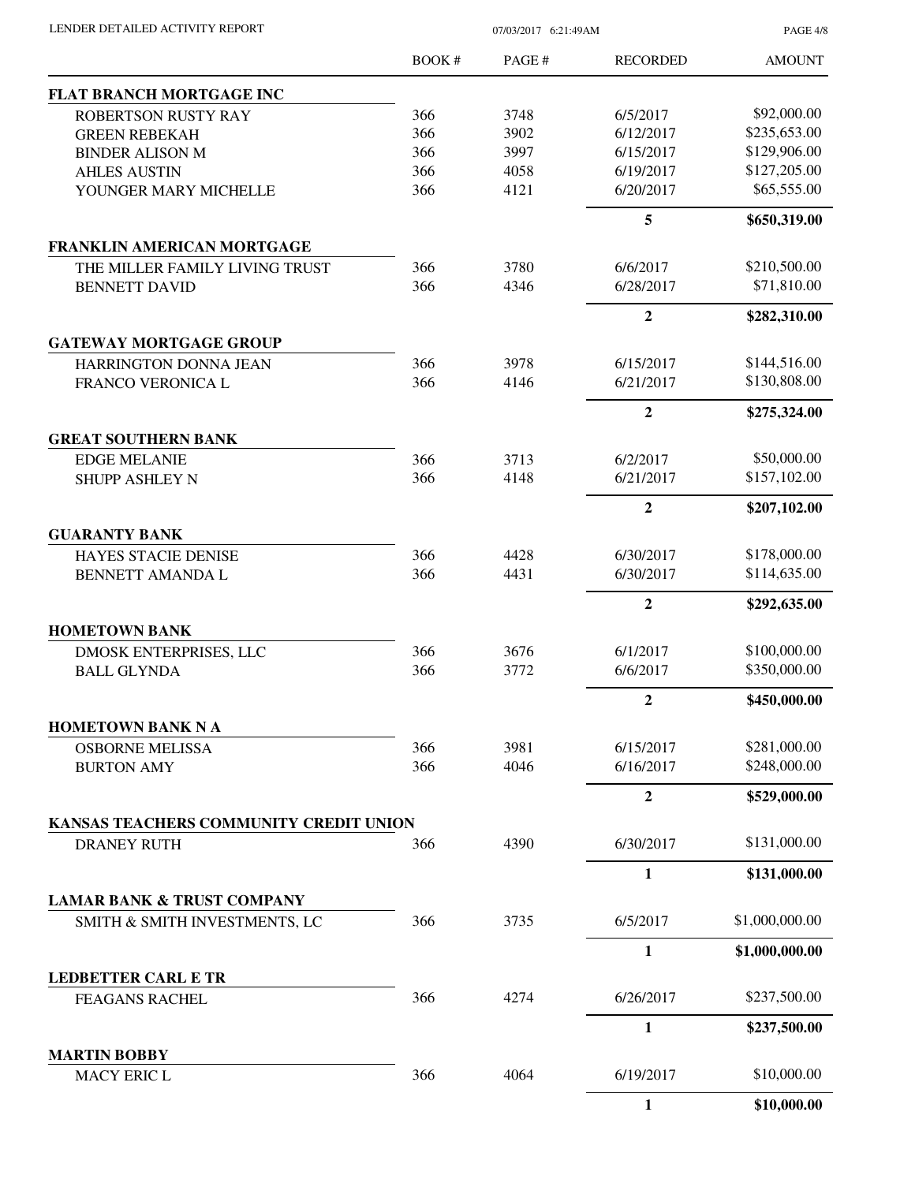| | BOOK # | PAGE # | RECORDED | AMOUNT |
|---|---|---|---|---|
| **FLAT BRANCH MORTGAGE INC** | | | | |
| ROBERTSON RUSTY RAY | 366 | 3748 | 6/5/2017 | $92,000.00 |
| GREEN REBEKAH | 366 | 3902 | 6/12/2017 | $235,653.00 |
| BINDER ALISON M | 366 | 3997 | 6/15/2017 | $129,906.00 |
| AHLES AUSTIN | 366 | 4058 | 6/19/2017 | $127,205.00 |
| YOUNGER MARY MICHELLE | 366 | 4121 | 6/20/2017 | $65,555.00 |
| | | | **5** | **$650,319.00** |
| **FRANKLIN AMERICAN MORTGAGE** | | | | |
| THE MILLER FAMILY LIVING TRUST | 366 | 3780 | 6/6/2017 | $210,500.00 |
| BENNETT DAVID | 366 | 4346 | 6/28/2017 | $71,810.00 |
| | | | **2** | **$282,310.00** |
| **GATEWAY MORTGAGE GROUP** | | | | |
| HARRINGTON DONNA JEAN | 366 | 3978 | 6/15/2017 | $144,516.00 |
| FRANCO VERONICA L | 366 | 4146 | 6/21/2017 | $130,808.00 |
| | | | **2** | **$275,324.00** |
| **GREAT SOUTHERN BANK** | | | | |
| EDGE MELANIE | 366 | 3713 | 6/2/2017 | $50,000.00 |
| SHUPP ASHLEY N | 366 | 4148 | 6/21/2017 | $157,102.00 |
| | | | **2** | **$207,102.00** |
| **GUARANTY BANK** | | | | |
| HAYES STACIE DENISE | 366 | 4428 | 6/30/2017 | $178,000.00 |
| BENNETT AMANDA L | 366 | 4431 | 6/30/2017 | $114,635.00 |
| | | | **2** | **$292,635.00** |
| **HOMETOWN BANK** | | | | |
| DMOSK ENTERPRISES, LLC | 366 | 3676 | 6/1/2017 | $100,000.00 |
| BALL GLYNDA | 366 | 3772 | 6/6/2017 | $350,000.00 |
| | | | **2** | **$450,000.00** |
| **HOMETOWN BANK N A** | | | | |
| OSBORNE MELISSA | 366 | 3981 | 6/15/2017 | $281,000.00 |
| BURTON AMY | 366 | 4046 | 6/16/2017 | $248,000.00 |
| | | | **2** | **$529,000.00** |
| **KANSAS TEACHERS COMMUNITY CREDIT UNION** | | | | |
| DRANEY RUTH | 366 | 4390 | 6/30/2017 | $131,000.00 |
| | | | **1** | **$131,000.00** |
| **LAMAR BANK & TRUST COMPANY** | | | | |
| SMITH & SMITH INVESTMENTS, LC | 366 | 3735 | 6/5/2017 | $1,000,000.00 |
| | | | **1** | **$1,000,000.00** |
| **LEDBETTER CARL E TR** | | | | |
| FEAGANS RACHEL | 366 | 4274 | 6/26/2017 | $237,500.00 |
| | | | **1** | **$237,500.00** |
| **MARTIN BOBBY** | | | | |
| MACY ERIC L | 366 | 4064 | 6/19/2017 | $10,000.00 |
| | | | **1** | **$10,000.00** |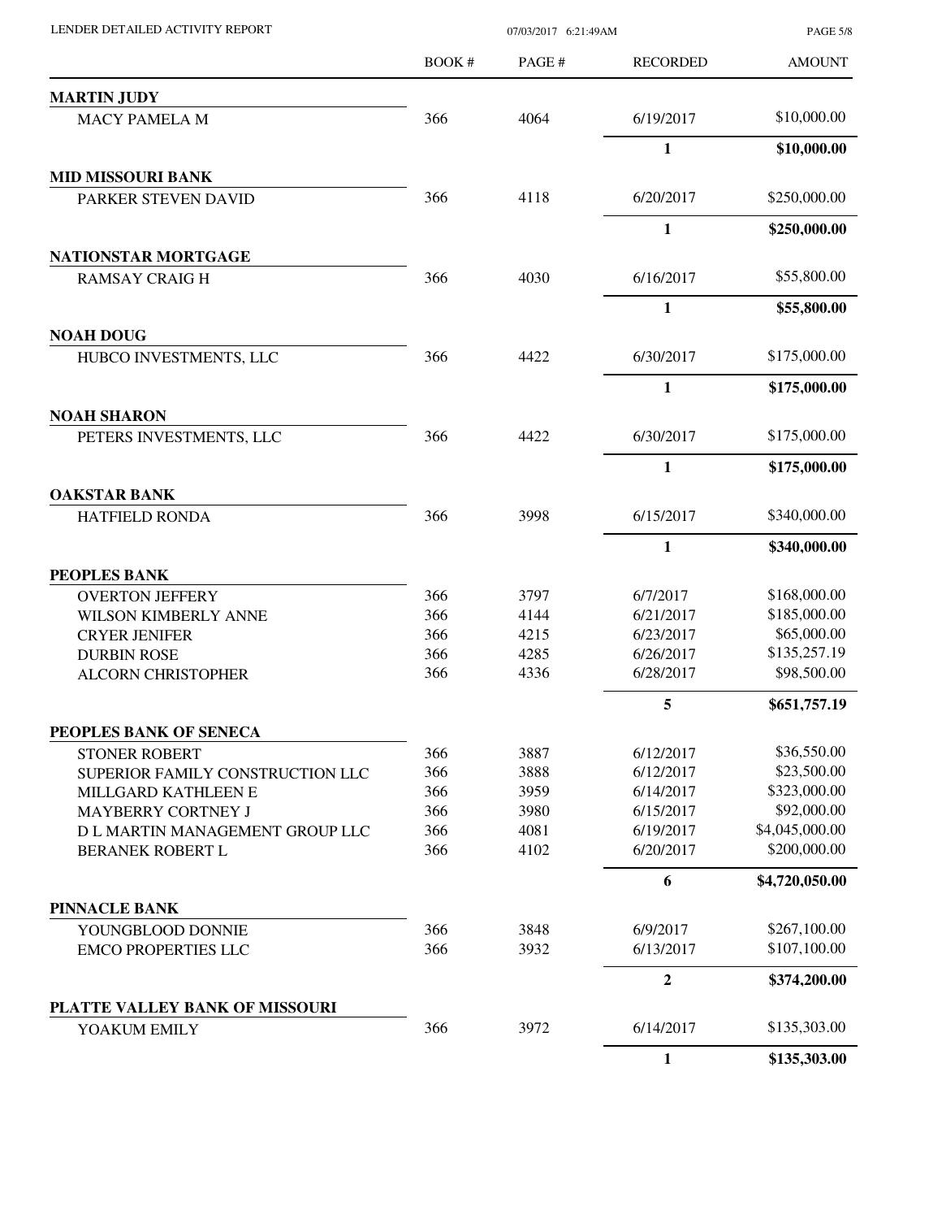| | BOOK # | PAGE # | RECORDED | AMOUNT |
|---|---|---|---|---|
| **MARTIN JUDY** | | | | |
| MACY PAMELA M | 366 | 4064 | 6/19/2017 | $10,000.00 |
| | | | **1** | **$10,000.00** |
| **MID MISSOURI BANK** | | | | |
| PARKER STEVEN DAVID | 366 | 4118 | 6/20/2017 | $250,000.00 |
| | | | **1** | **$250,000.00** |
| **NATIONSTAR MORTGAGE** | | | | |
| RAMSAY CRAIG H | 366 | 4030 | 6/16/2017 | $55,800.00 |
| | | | **1** | **$55,800.00** |
| **NOAH DOUG** | | | | |
| HUBCO INVESTMENTS, LLC | 366 | 4422 | 6/30/2017 | $175,000.00 |
| | | | **1** | **$175,000.00** |
| **NOAH SHARON** | | | | |
| PETERS INVESTMENTS, LLC | 366 | 4422 | 6/30/2017 | $175,000.00 |
| | | | **1** | **$175,000.00** |
| **OAKSTAR BANK** | | | | |
| HATFIELD RONDA | 366 | 3998 | 6/15/2017 | $340,000.00 |
| | | | **1** | **$340,000.00** |
| **PEOPLES BANK** | | | | |
| OVERTON JEFFERY | 366 | 3797 | 6/7/2017 | $168,000.00 |
| WILSON KIMBERLY ANNE | 366 | 4144 | 6/21/2017 | $185,000.00 |
| CRYER JENIFER | 366 | 4215 | 6/23/2017 | $65,000.00 |
| DURBIN ROSE | 366 | 4285 | 6/26/2017 | $135,257.19 |
| ALCORN CHRISTOPHER | 366 | 4336 | 6/28/2017 | $98,500.00 |
| | | | **5** | **$651,757.19** |
| **PEOPLES BANK OF SENECA** | | | | |
| STONER ROBERT | 366 | 3887 | 6/12/2017 | $36,550.00 |
| SUPERIOR FAMILY CONSTRUCTION LLC | 366 | 3888 | 6/12/2017 | $23,500.00 |
| MILLGARD KATHLEEN E | 366 | 3959 | 6/14/2017 | $323,000.00 |
| MAYBERRY CORTNEY J | 366 | 3980 | 6/15/2017 | $92,000.00 |
| D L MARTIN MANAGEMENT GROUP LLC | 366 | 4081 | 6/19/2017 | $4,045,000.00 |
| BERANEK ROBERT L | 366 | 4102 | 6/20/2017 | $200,000.00 |
| | | | **6** | **$4,720,050.00** |
| **PINNACLE BANK** | | | | |
| YOUNGBLOOD DONNIE | 366 | 3848 | 6/9/2017 | $267,100.00 |
| EMCO PROPERTIES LLC | 366 | 3932 | 6/13/2017 | $107,100.00 |
| | | | **2** | **$374,200.00** |
| **PLATTE VALLEY BANK OF MISSOURI** | | | | |
| YOAKUM EMILY | 366 | 3972 | 6/14/2017 | $135,303.00 |
| | | | **1** | **$135,303.00** |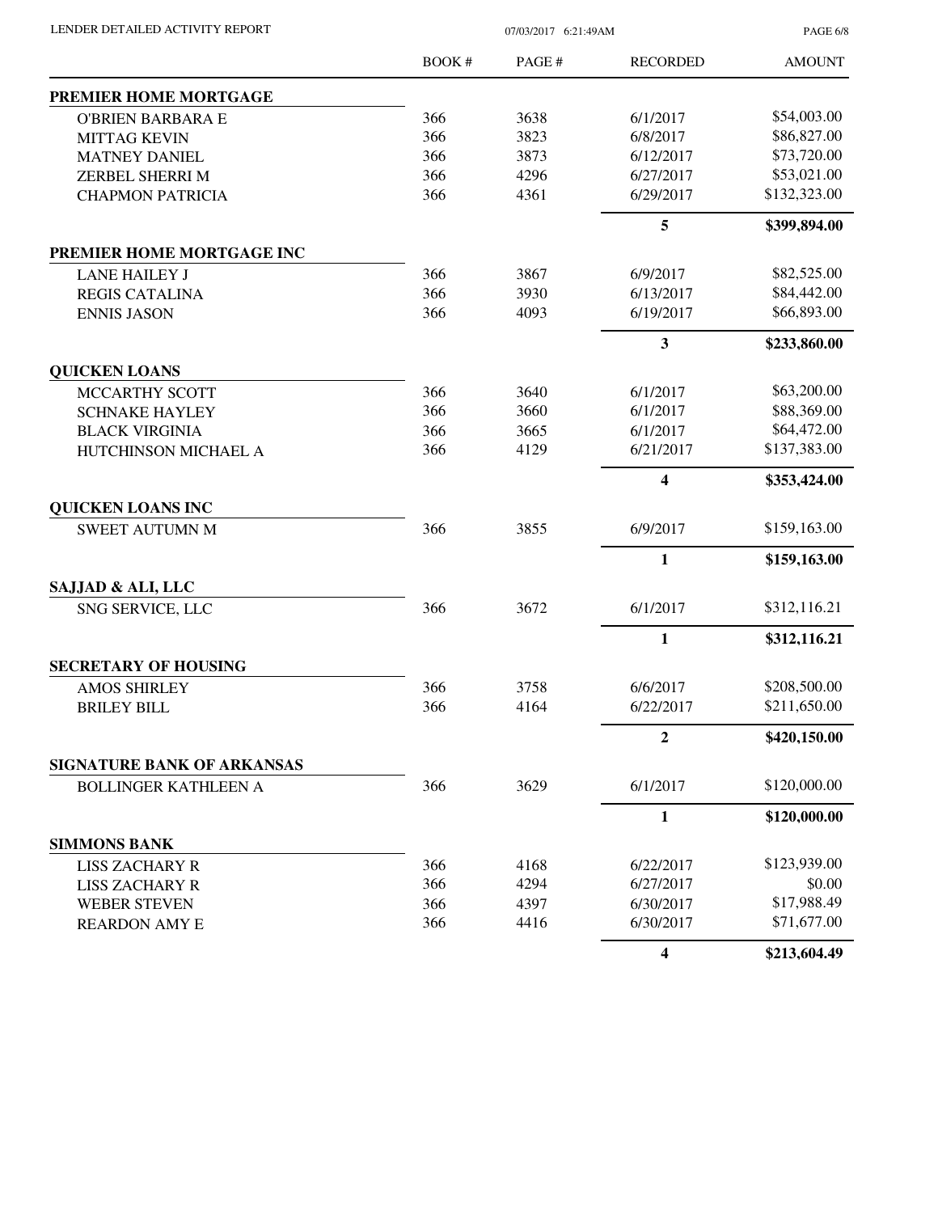| | BOOK # | PAGE # | RECORDED | AMOUNT |
|---|---|---|---|---|
| **PREMIER HOME MORTGAGE** | | | | |
| O'BRIEN BARBARA E | 366 | 3638 | 6/1/2017 | $54,003.00 |
| MITTAG KEVIN | 366 | 3823 | 6/8/2017 | $86,827.00 |
| MATNEY DANIEL | 366 | 3873 | 6/12/2017 | $73,720.00 |
| ZERBEL SHERRI M | 366 | 4296 | 6/27/2017 | $53,021.00 |
| CHAPMON PATRICIA | 366 | 4361 | 6/29/2017 | $132,323.00 |
| | | | **5** | **$399,894.00** |
| **PREMIER HOME MORTGAGE INC** | | | | |
| LANE HAILEY J | 366 | 3867 | 6/9/2017 | $82,525.00 |
| REGIS CATALINA | 366 | 3930 | 6/13/2017 | $84,442.00 |
| ENNIS JASON | 366 | 4093 | 6/19/2017 | $66,893.00 |
| | | | **3** | **$233,860.00** |
| **QUICKEN LOANS** | | | | |
| MCCARTHY SCOTT | 366 | 3640 | 6/1/2017 | $63,200.00 |
| SCHNAKE HAYLEY | 366 | 3660 | 6/1/2017 | $88,369.00 |
| BLACK VIRGINIA | 366 | 3665 | 6/1/2017 | $64,472.00 |
| HUTCHINSON MICHAEL A | 366 | 4129 | 6/21/2017 | $137,383.00 |
| | | | **4** | **$353,424.00** |
| **QUICKEN LOANS INC** | | | | |
| SWEET AUTUMN M | 366 | 3855 | 6/9/2017 | $159,163.00 |
| | | | **1** | **$159,163.00** |
| **SAJJAD & ALI, LLC** | | | | |
| SNG SERVICE, LLC | 366 | 3672 | 6/1/2017 | $312,116.21 |
| | | | **1** | **$312,116.21** |
| **SECRETARY OF HOUSING** | | | | |
| AMOS SHIRLEY | 366 | 3758 | 6/6/2017 | $208,500.00 |
| BRILEY BILL | 366 | 4164 | 6/22/2017 | $211,650.00 |
| | | | **2** | **$420,150.00** |
| **SIGNATURE BANK OF ARKANSAS** | | | | |
| BOLLINGER KATHLEEN A | 366 | 3629 | 6/1/2017 | $120,000.00 |
| | | | **1** | **$120,000.00** |
| **SIMMONS BANK** | | | | |
| LISS ZACHARY R | 366 | 4168 | 6/22/2017 | $123,939.00 |
| LISS ZACHARY R | 366 | 4294 | 6/27/2017 | $0.00 |
| WEBER STEVEN | 366 | 4397 | 6/30/2017 | $17,988.49 |
| REARDON AMY E | 366 | 4416 | 6/30/2017 | $71,677.00 |
| | | | **4** | **$213,604.49** |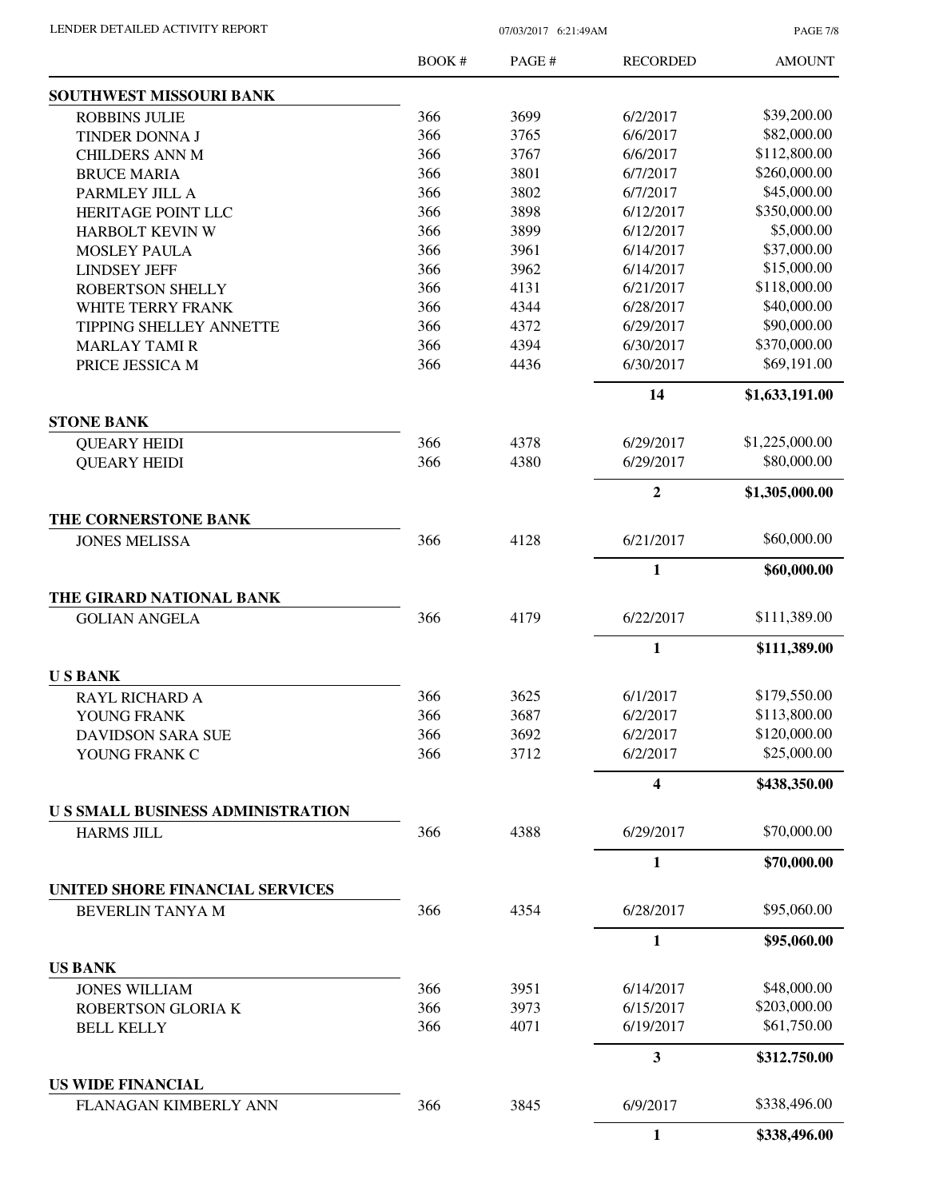LENDER DETAILED ACTIVITY REPORT

07/03/2017 6:21:49AM

| | BOOK # | PAGE # | RECORDED | AMOUNT |
|---|---|---|---|---|
| **SOUTHWEST MISSOURI BANK** | | | | |
| ROBBINS JULIE | 366 | 3699 | 6/2/2017 | $39,200.00 |
| TINDER DONNA J | 366 | 3765 | 6/6/2017 | $82,000.00 |
| CHILDERS ANN M | 366 | 3767 | 6/6/2017 | $112,800.00 |
| BRUCE MARIA | 366 | 3801 | 6/7/2017 | $260,000.00 |
| PARMLEY JILL A | 366 | 3802 | 6/7/2017 | $45,000.00 |
| HERITAGE POINT LLC | 366 | 3898 | 6/12/2017 | $350,000.00 |
| HARBOLT KEVIN W | 366 | 3899 | 6/12/2017 | $5,000.00 |
| MOSLEY PAULA | 366 | 3961 | 6/14/2017 | $37,000.00 |
| LINDSEY JEFF | 366 | 3962 | 6/14/2017 | $15,000.00 |
| ROBERTSON SHELLY | 366 | 4131 | 6/21/2017 | $118,000.00 |
| WHITE TERRY FRANK | 366 | 4344 | 6/28/2017 | $40,000.00 |
| TIPPING SHELLEY ANNETTE | 366 | 4372 | 6/29/2017 | $90,000.00 |
| MARLAY TAMI R | 366 | 4394 | 6/30/2017 | $370,000.00 |
| PRICE JESSICA M | 366 | 4436 | 6/30/2017 | $69,191.00 |
| | | | **14** | **$1,633,191.00** |
| **STONE BANK** | | | | |
| QUEARY HEIDI | 366 | 4378 | 6/29/2017 | $1,225,000.00 |
| QUEARY HEIDI | 366 | 4380 | 6/29/2017 | $80,000.00 |
| | | | **2** | **$1,305,000.00** |
| **THE CORNERSTONE BANK** | | | | |
| JONES MELISSA | 366 | 4128 | 6/21/2017 | $60,000.00 |
| | | | **1** | **$60,000.00** |
| **THE GIRARD NATIONAL BANK** | | | | |
| GOLIAN ANGELA | 366 | 4179 | 6/22/2017 | $111,389.00 |
| | | | **1** | **$111,389.00** |
| **U S BANK** | | | | |
| RAYL RICHARD A | 366 | 3625 | 6/1/2017 | $179,550.00 |
| YOUNG FRANK | 366 | 3687 | 6/2/2017 | $113,800.00 |
| DAVIDSON SARA SUE | 366 | 3692 | 6/2/2017 | $120,000.00 |
| YOUNG FRANK C | 366 | 3712 | 6/2/2017 | $25,000.00 |
| | | | **4** | **$438,350.00** |
| **U S SMALL BUSINESS ADMINISTRATION** | | | | |
| HARMS JILL | 366 | 4388 | 6/29/2017 | $70,000.00 |
| | | | **1** | **$70,000.00** |
| **UNITED SHORE FINANCIAL SERVICES** | | | | |
| BEVERLIN TANYA M | 366 | 4354 | 6/28/2017 | $95,060.00 |
| | | | **1** | **$95,060.00** |
| **US BANK** | | | | |
| JONES WILLIAM | 366 | 3951 | 6/14/2017 | $48,000.00 |
| ROBERTSON GLORIA K | 366 | 3973 | 6/15/2017 | $203,000.00 |
| BELL KELLY | 366 | 4071 | 6/19/2017 | $61,750.00 |
| | | | **3** | **$312,750.00** |
| **US WIDE FINANCIAL** | | | | |
| FLANAGAN KIMBERLY ANN | 366 | 3845 | 6/9/2017 | $338,496.00 |
| | | | **1** | **$338,496.00** |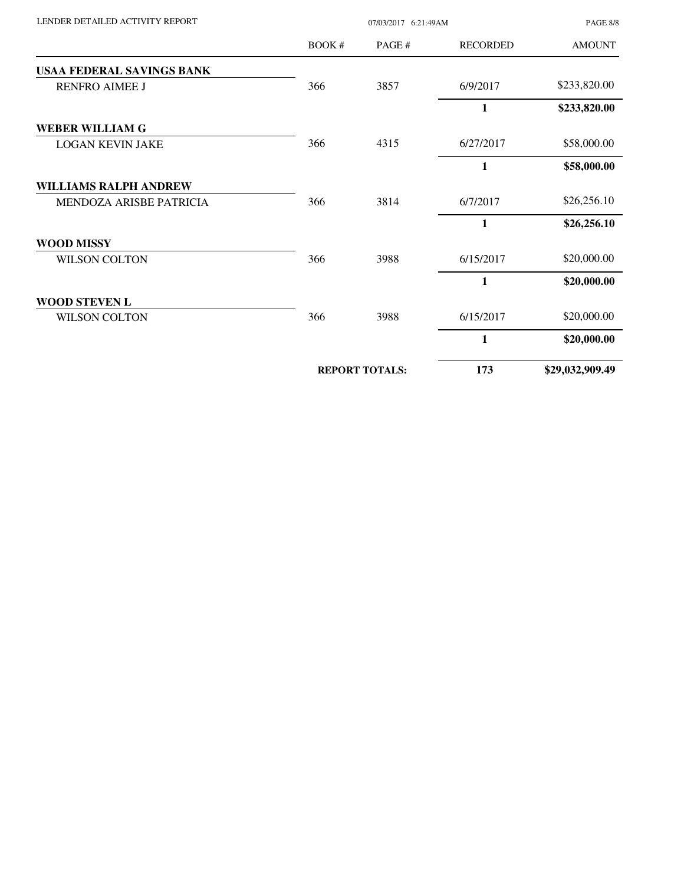| | BOOK # | PAGE # | RECORDED | AMOUNT |
|---|---|---|---|---|
| **USAA FEDERAL SAVINGS BANK** | | | | |
| RENFRO AIMEE J | 366 | 3857 | 6/9/2017 | $233,820.00 |
| | | | **1** | **$233,820.00** |
| **WEBER WILLIAM G** | | | | |
| LOGAN KEVIN JAKE | 366 | 4315 | 6/27/2017 | $58,000.00 |
| | | | **1** | **$58,000.00** |
| **WILLIAMS RALPH ANDREW** | | | | |
| MENDOZA ARISBE PATRICIA | 366 | 3814 | 6/7/2017 | $26,256.10 |
| | | | **1** | **$26,256.10** |
| **WOOD MISSY** | | | | |
| WILSON COLTON | 366 | 3988 | 6/15/2017 | $20,000.00 |
| | | | **1** | **$20,000.00** |
| **WOOD STEVEN L** | | | | |
| WILSON COLTON | 366 | 3988 | 6/15/2017 | $20,000.00 |
| | | | **1** | **$20,000.00** |
| | **REPORT TOTALS:** | | **173** | **$29,032,909.49** |